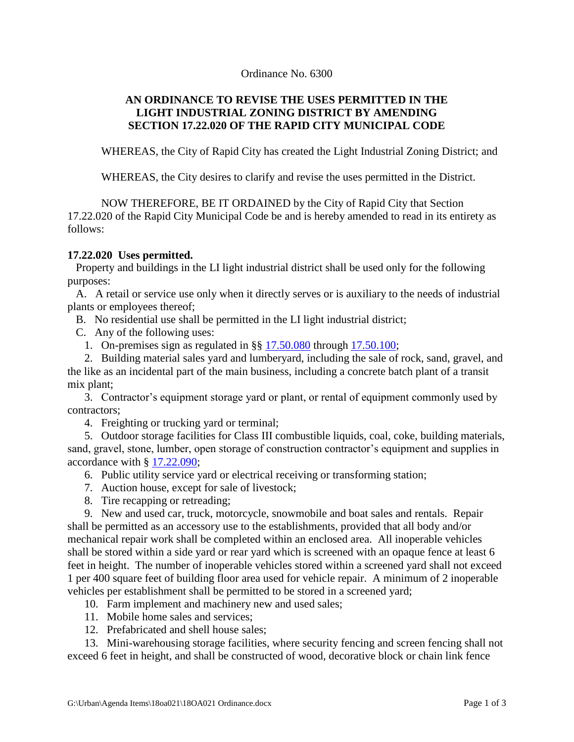Ordinance No. 6300

# AN ORDINANCE TO REVISE THE USES PERMITTED IN THE LIGHT INDUSTRIAL ZONING DISTRICT BY AMENDING SECTION 17.22.020 OF THE RAPID CITY MUNICIPAL CODE

WHEREAS, the City of Rapid City has created the Light Industrial Zoning District; and

WHEREAS, the City desires to clarify and revise the uses permitted in the District.

NOW THEREFORE, BE IT ORDAINED by the City of Rapid City that Section 17.22.020 of the Rapid City Municipal Code be and is hereby amended to read in its entirety as follows:

**17.22.020 Uses permitted.**

Property and buildings in the LI light industrial district shall be used only for the following purposes:

A. A retail or service use only when it directly serves or is auxiliary to the needs of industrial plants or employees thereof;

B. No residential use shall be permitted in the LI light industrial district;

C. Any of the following uses:

1. On-premises sign as regulated in §§ 17.50.080 through 17.50.100;

2. Building material sales yard and lumberyard, including the sale of rock, sand, gravel, and the like as an incidental part of the main business, including a concrete batch plant of a transit mix plant;

3. Contractor's equipment storage yard or plant, or rental of equipment commonly used by contractors;

4. Freighting or trucking yard or terminal;

5. Outdoor storage facilities for Class III combustible liquids, coal, coke, building materials, sand, gravel, stone, lumber, open storage of construction contractor's equipment and supplies in accordance with § 17.22.090;

6. Public utility service yard or electrical receiving or transforming station;

7. Auction house, except for sale of livestock;

8. Tire recapping or retreading;

9. New and used car, truck, motorcycle, snowmobile and boat sales and rentals. Repair shall be permitted as an accessory use to the establishments, provided that all body and/or mechanical repair work shall be completed within an enclosed area. All inoperable vehicles shall be stored within a side yard or rear yard which is screened with an opaque fence at least 6 feet in height. The number of inoperable vehicles stored within a screened yard shall not exceed 1 per 400 square feet of building floor area used for vehicle repair. A minimum of 2 inoperable vehicles per establishment shall be permitted to be stored in a screened yard;

10. Farm implement and machinery new and used sales;

11. Mobile home sales and services;

12. Prefabricated and shell house sales;

13. Mini-warehousing storage facilities, where security fencing and screen fencing shall not exceed 6 feet in height, and shall be constructed of wood, decorative block or chain link fence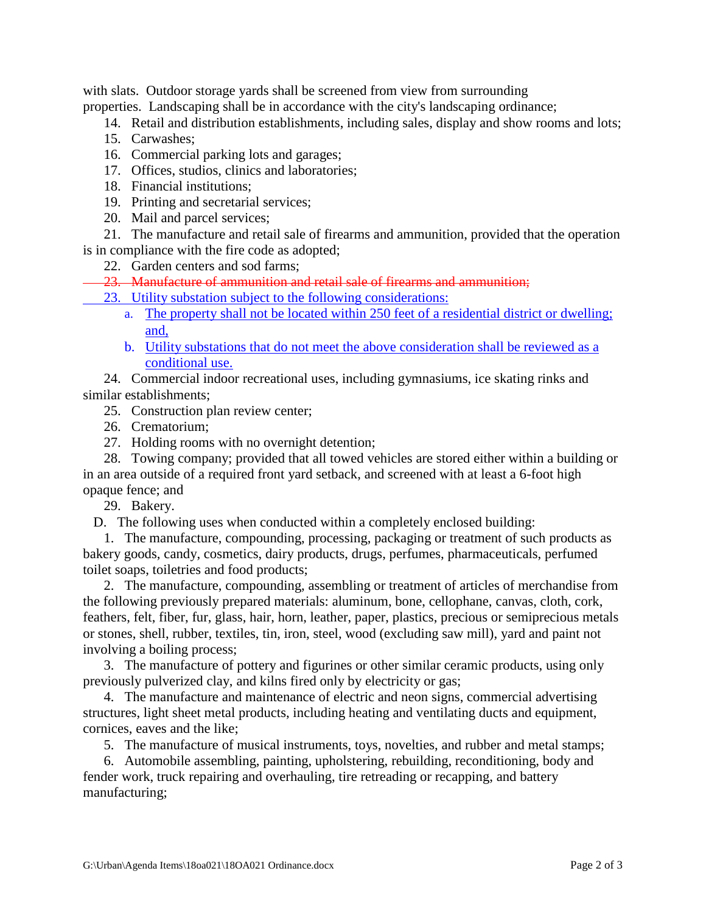with slats. Outdoor storage yards shall be screened from view from surrounding properties. Landscaping shall be in accordance with the city's landscaping ordinance;

14. Retail and distribution establishments, including sales, display and show rooms and lots;
15. Carwashes;
16. Commercial parking lots and garages;
17. Offices, studios, clinics and laboratories;
18. Financial institutions;
19. Printing and secretarial services;
20. Mail and parcel services;
21. The manufacture and retail sale of firearms and ammunition, provided that the operation is in compliance with the fire code as adopted;
22. Garden centers and sod farms;

~~23. Manufacture of ammunition and retail sale of firearms and ammunition;~~

23. <u>Utility substation subject to the following considerations:</u>
    - a. <u>The property shall not be located within 250 feet of a residential district or dwelling; and,</u>
    - b. <u>Utility substations that do not meet the above consideration shall be reviewed as a conditional use.</u>

24. Commercial indoor recreational uses, including gymnasiums, ice skating rinks and similar establishments;
25. Construction plan review center;
26. Crematorium;
27. Holding rooms with no overnight detention;
28. Towing company; provided that all towed vehicles are stored either within a building or in an area outside of a required front yard setback, and screened with at least a 6-foot high opaque fence; and
29. Bakery.

D. The following uses when conducted within a completely enclosed building:

1. The manufacture, compounding, processing, packaging or treatment of such products as bakery goods, candy, cosmetics, dairy products, drugs, perfumes, pharmaceuticals, perfumed toilet soaps, toiletries and food products;
2. The manufacture, compounding, assembling or treatment of articles of merchandise from the following previously prepared materials: aluminum, bone, cellophane, canvas, cloth, cork, feathers, felt, fiber, fur, glass, hair, horn, leather, paper, plastics, precious or semiprecious metals or stones, shell, rubber, textiles, tin, iron, steel, wood (excluding saw mill), yard and paint not involving a boiling process;
3. The manufacture of pottery and figurines or other similar ceramic products, using only previously pulverized clay, and kilns fired only by electricity or gas;
4. The manufacture and maintenance of electric and neon signs, commercial advertising structures, light sheet metal products, including heating and ventilating ducts and equipment, cornices, eaves and the like;
5. The manufacture of musical instruments, toys, novelties, and rubber and metal stamps;
6. Automobile assembling, painting, upholstering, rebuilding, reconditioning, body and fender work, truck repairing and overhauling, tire retreading or recapping, and battery manufacturing;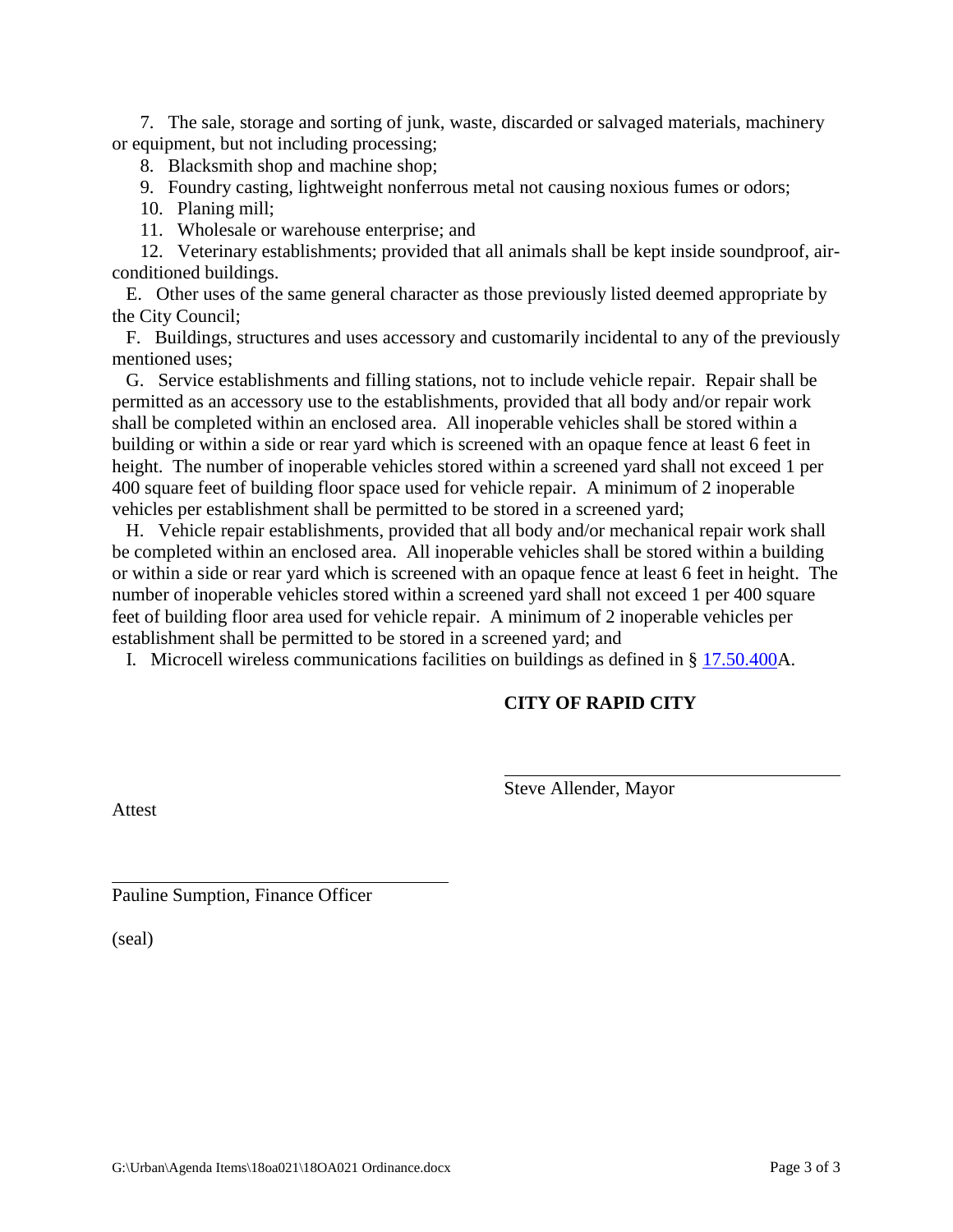7. The sale, storage and sorting of junk, waste, discarded or salvaged materials, machinery or equipment, but not including processing;

8. Blacksmith shop and machine shop;

9. Foundry casting, lightweight nonferrous metal not causing noxious fumes or odors;

10. Planing mill;

11. Wholesale or warehouse enterprise; and

12. Veterinary establishments; provided that all animals shall be kept inside soundproof, air-conditioned buildings.

E. Other uses of the same general character as those previously listed deemed appropriate by the City Council;

F. Buildings, structures and uses accessory and customarily incidental to any of the previously mentioned uses;

G. Service establishments and filling stations, not to include vehicle repair. Repair shall be permitted as an accessory use to the establishments, provided that all body and/or repair work shall be completed within an enclosed area. All inoperable vehicles shall be stored within a building or within a side or rear yard which is screened with an opaque fence at least 6 feet in height. The number of inoperable vehicles stored within a screened yard shall not exceed 1 per 400 square feet of building floor space used for vehicle repair. A minimum of 2 inoperable vehicles per establishment shall be permitted to be stored in a screened yard;

H. Vehicle repair establishments, provided that all body and/or mechanical repair work shall be completed within an enclosed area. All inoperable vehicles shall be stored within a building or within a side or rear yard which is screened with an opaque fence at least 6 feet in height. The number of inoperable vehicles stored within a screened yard shall not exceed 1 per 400 square feet of building floor area used for vehicle repair. A minimum of 2 inoperable vehicles per establishment shall be permitted to be stored in a screened yard; and

I. Microcell wireless communications facilities on buildings as defined in § 17.50.400A.

**CITY OF RAPID CITY**

\_\_\_\_\_\_\_\_\_\_\_\_\_\_\_\_\_\_\_\_\_\_\_\_\_\_\_\_\_\_\_\_\_\_\_\_

Steve Allender, Mayor

Attest

\_\_\_\_\_\_\_\_\_\_\_\_\_\_\_\_\_\_\_\_\_\_\_\_\_\_\_\_\_\_\_\_\_\_\_\_

Pauline Sumption, Finance Officer

(seal)

G:\Urban\Agenda Items\18oa021\18OA021 Ordinance.docx